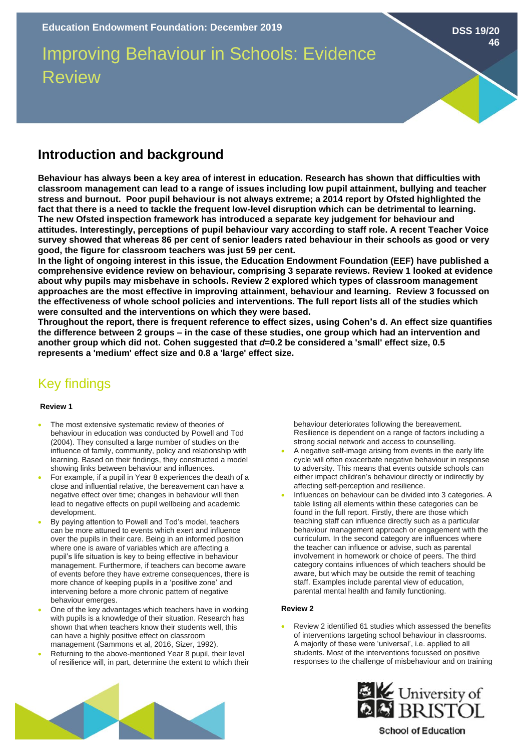Education Endowment Foundation: December 2019

DSS 19/20
46

# Improving Behaviour in Schools: Evidence Review

## Introduction and background

**Behaviour has always been a key area of interest in education. Research has shown that difficulties with classroom management can lead to a range of issues including low pupil attainment, bullying and teacher stress and burnout. Poor pupil behaviour is not always extreme; a 2014 report by Ofsted highlighted the fact that there is a need to tackle the frequent low-level disruption which can be detrimental to learning. The new Ofsted inspection framework has introduced a separate key judgement for behaviour and attitudes. Interestingly, perceptions of pupil behaviour vary according to staff role. A recent Teacher Voice survey showed that whereas 86 per cent of senior leaders rated behaviour in their schools as good or very good, the figure for classroom teachers was just 59 per cent.**

**In the light of ongoing interest in this issue, the Education Endowment Foundation (EEF) have published a comprehensive evidence review on behaviour, comprising 3 separate reviews. Review 1 looked at evidence about why pupils may misbehave in schools. Review 2 explored which types of classroom management approaches are the most effective in improving attainment, behaviour and learning. Review 3 focussed on the effectiveness of whole school policies and interventions. The full report lists all of the studies which were consulted and the interventions on which they were based.**

**Throughout the report, there is frequent reference to effect sizes, using Cohen's d. An effect size quantifies the difference between 2 groups – in the case of these studies, one group which had an intervention and another group which did not. Cohen suggested that *d*=0.2 be considered a 'small' effect size, 0.5 represents a 'medium' effect size and 0.8 a 'large' effect size.**

## Key findings

### Review 1

- The most extensive systematic review of theories of behaviour in education was conducted by Powell and Tod (2004). They consulted a large number of studies on the influence of family, community, policy and relationship with learning. Based on their findings, they constructed a model showing links between behaviour and influences.
- For example, if a pupil in Year 8 experiences the death of a close and influential relative, the bereavement can have a negative effect over time; changes in behaviour will then lead to negative effects on pupil wellbeing and academic development.
- By paying attention to Powell and Tod's model, teachers can be more attuned to events which exert and influence over the pupils in their care. Being in an informed position where one is aware of variables which are affecting a pupil's life situation is key to being effective in behaviour management. Furthermore, if teachers can become aware of events before they have extreme consequences, there is more chance of keeping pupils in a 'positive zone' and intervening before a more chronic pattern of negative behaviour emerges.
- One of the key advantages which teachers have in working with pupils is a knowledge of their situation. Research has shown that when teachers know their students well, this can have a highly positive effect on classroom management (Sammons et al, 2016, Sizer, 1992).
- Returning to the above-mentioned Year 8 pupil, their level of resilience will, in part, determine the extent to which their behaviour deteriorates following the bereavement. Resilience is dependent on a range of factors including a strong social network and access to counselling.
- A negative self-image arising from events in the early life cycle will often exacerbate negative behaviour in response to adversity. This means that events outside schools can either impact children's behaviour directly or indirectly by affecting self-perception and resilience.
- Influences on behaviour can be divided into 3 categories. A table listing all elements within these categories can be found in the full report. Firstly, there are those which teaching staff can influence directly such as a particular behaviour management approach or engagement with the curriculum. In the second category are influences where the teacher can influence or advise, such as parental involvement in homework or choice of peers. The third category contains influences of which teachers should be aware, but which may be outside the remit of teaching staff. Examples include parental view of education, parental mental health and family functioning.

### Review 2

- Review 2 identified 61 studies which assessed the benefits of interventions targeting school behaviour in classrooms. A majority of these were 'universal', i.e. applied to all students. Most of the interventions focussed on positive responses to the challenge of misbehaviour and on training

University of BRISTOL
School of Education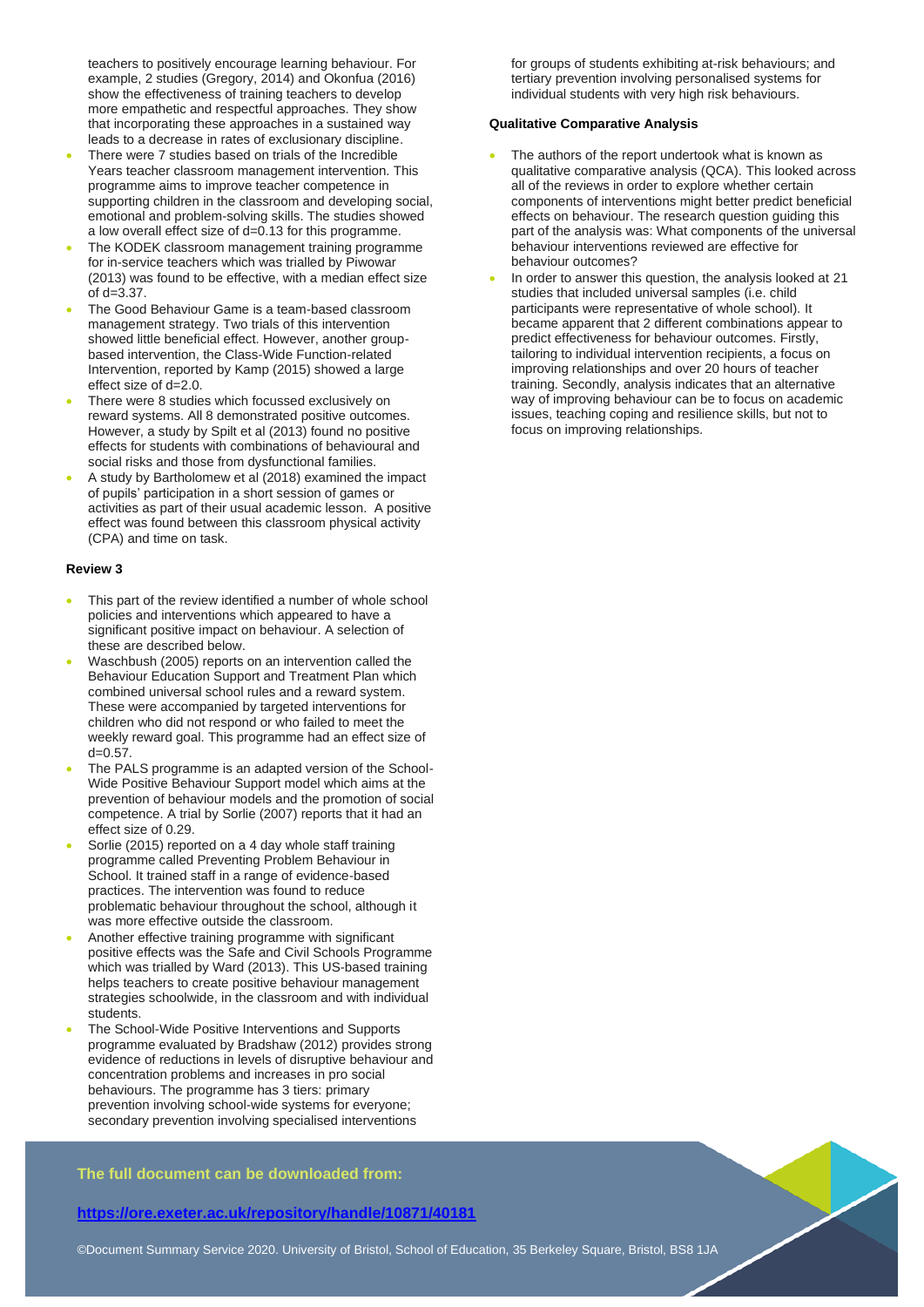teachers to positively encourage learning behaviour. For example, 2 studies (Gregory, 2014) and Okonfua (2016) show the effectiveness of training teachers to develop more empathetic and respectful approaches. They show that incorporating these approaches in a sustained way leads to a decrease in rates of exclusionary discipline.

- There were 7 studies based on trials of the Incredible Years teacher classroom management intervention. This programme aims to improve teacher competence in supporting children in the classroom and developing social, emotional and problem-solving skills. The studies showed a low overall effect size of d=0.13 for this programme.
- The KODEK classroom management training programme for in-service teachers which was trialled by Piwowar (2013) was found to be effective, with a median effect size of d=3.37.
- The Good Behaviour Game is a team-based classroom management strategy. Two trials of this intervention showed little beneficial effect. However, another group-based intervention, the Class-Wide Function-related Intervention, reported by Kamp (2015) showed a large effect size of d=2.0.
- There were 8 studies which focussed exclusively on reward systems. All 8 demonstrated positive outcomes. However, a study by Spilt et al (2013) found no positive effects for students with combinations of behavioural and social risks and those from dysfunctional families.
- A study by Bartholomew et al (2018) examined the impact of pupils' participation in a short session of games or activities as part of their usual academic lesson. A positive effect was found between this classroom physical activity (CPA) and time on task.

**Review 3**

- This part of the review identified a number of whole school policies and interventions which appeared to have a significant positive impact on behaviour. A selection of these are described below.
- Waschbush (2005) reports on an intervention called the Behaviour Education Support and Treatment Plan which combined universal school rules and a reward system. These were accompanied by targeted interventions for children who did not respond or who failed to meet the weekly reward goal. This programme had an effect size of d=0.57.
- The PALS programme is an adapted version of the School-Wide Positive Behaviour Support model which aims at the prevention of behaviour models and the promotion of social competence. A trial by Sorlie (2007) reports that it had an effect size of 0.29.
- Sorlie (2015) reported on a 4 day whole staff training programme called Preventing Problem Behaviour in School. It trained staff in a range of evidence-based practices. The intervention was found to reduce problematic behaviour throughout the school, although it was more effective outside the classroom.
- Another effective training programme with significant positive effects was the Safe and Civil Schools Programme which was trialled by Ward (2013). This US-based training helps teachers to create positive behaviour management strategies schoolwide, in the classroom and with individual students.
- The School-Wide Positive Interventions and Supports programme evaluated by Bradshaw (2012) provides strong evidence of reductions in levels of disruptive behaviour and concentration problems and increases in pro social behaviours. The programme has 3 tiers: primary prevention involving school-wide systems for everyone; secondary prevention involving specialised interventions for groups of students exhibiting at-risk behaviours; and tertiary prevention involving personalised systems for individual students with very high risk behaviours.

**Qualitative Comparative Analysis**

- The authors of the report undertook what is known as qualitative comparative analysis (QCA). This looked across all of the reviews in order to explore whether certain components of interventions might better predict beneficial effects on behaviour. The research question guiding this part of the analysis was: What components of the universal behaviour interventions reviewed are effective for behaviour outcomes?
- In order to answer this question, the analysis looked at 21 studies that included universal samples (i.e. child participants were representative of whole school). It became apparent that 2 different combinations appear to predict effectiveness for behaviour outcomes. Firstly, tailoring to individual intervention recipients, a focus on improving relationships and over 20 hours of teacher training. Secondly, analysis indicates that an alternative way of improving behaviour can be to focus on academic issues, teaching coping and resilience skills, but not to focus on improving relationships.

**The full document can be downloaded from:**

https://ore.exeter.ac.uk/repository/handle/10871/40181

©Document Summary Service 2020. University of Bristol, School of Education, 35 Berkeley Square, Bristol, BS8 1JA